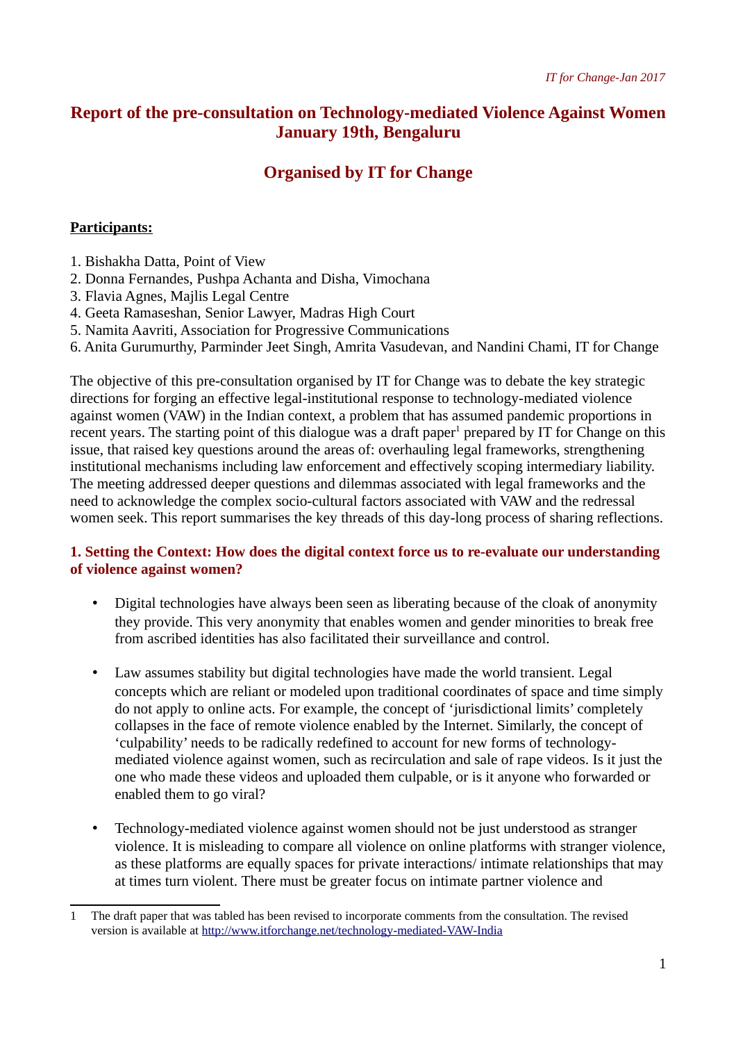# Report of the pre-consultation on Technology-mediated Violence Against Women January 19th, Bengaluru

## Organised by IT for Change

**Participants:**

1. Bishakha Datta, Point of View
2. Donna Fernandes, Pushpa Achanta and Disha, Vimochana
3. Flavia Agnes, Majlis Legal Centre
4. Geeta Ramaseshan, Senior Lawyer, Madras High Court
5. Namita Aavriti, Association for Progressive Communications
6. Anita Gurumurthy, Parminder Jeet Singh, Amrita Vasudevan, and Nandini Chami, IT for Change

The objective of this pre-consultation organised by IT for Change was to debate the key strategic directions for forging an effective legal-institutional response to technology-mediated violence against women (VAW) in the Indian context, a problem that has assumed pandemic proportions in recent years. The starting point of this dialogue was a draft paper[1] prepared by IT for Change on this issue, that raised key questions around the areas of: overhauling legal frameworks, strengthening institutional mechanisms including law enforcement and effectively scoping intermediary liability. The meeting addressed deeper questions and dilemmas associated with legal frameworks and the need to acknowledge the complex socio-cultural factors associated with VAW and the redressal women seek. This report summarises the key threads of this day-long process of sharing reflections.

### 1. Setting the Context: How does the digital context force us to re-evaluate our understanding of violence against women?

- Digital technologies have always been seen as liberating because of the cloak of anonymity they provide. This very anonymity that enables women and gender minorities to break free from ascribed identities has also facilitated their surveillance and control.
- Law assumes stability but digital technologies have made the world transient. Legal concepts which are reliant or modeled upon traditional coordinates of space and time simply do not apply to online acts. For example, the concept of 'jurisdictional limits' completely collapses in the face of remote violence enabled by the Internet. Similarly, the concept of 'culpability' needs to be radically redefined to account for new forms of technology-mediated violence against women, such as recirculation and sale of rape videos. Is it just the one who made these videos and uploaded them culpable, or is it anyone who forwarded or enabled them to go viral?
- Technology-mediated violence against women should not be just understood as stranger violence. It is misleading to compare all violence on online platforms with stranger violence, as these platforms are equally spaces for private interactions/ intimate relationships that may at times turn violent. There must be greater focus on intimate partner violence and

[1] The draft paper that was tabled has been revised to incorporate comments from the consultation. The revised version is available at http://www.itforchange.net/technology-mediated-VAW-India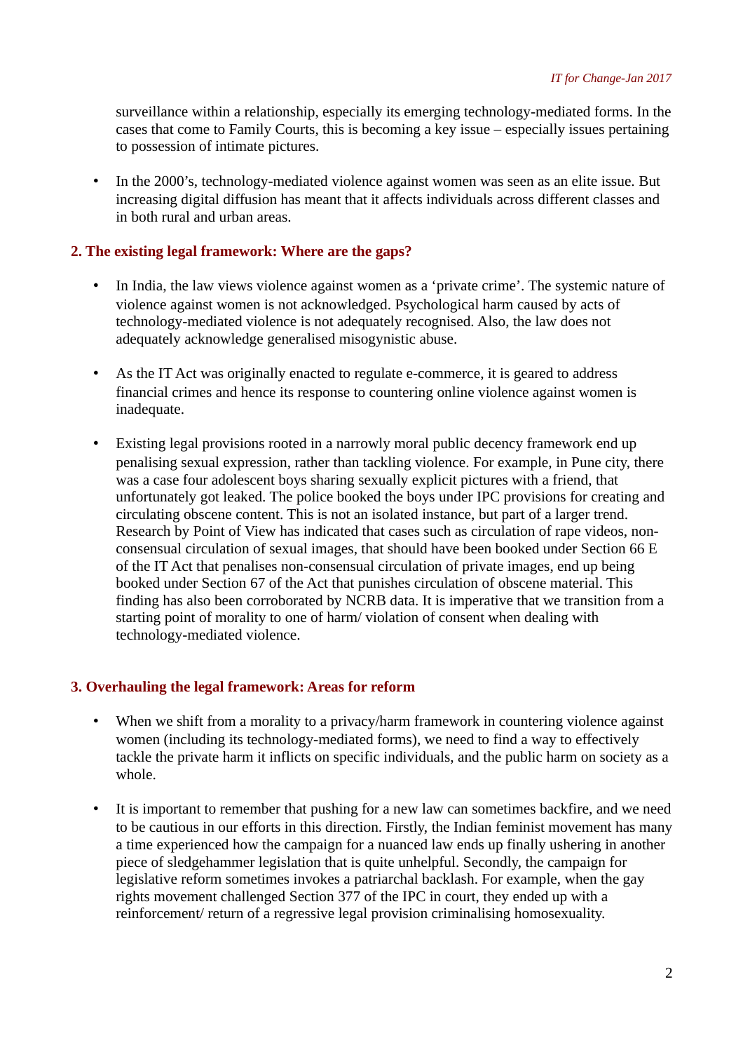surveillance within a relationship, especially its emerging technology-mediated forms. In the cases that come to Family Courts, this is becoming a key issue – especially issues pertaining to possession of intimate pictures.

- In the 2000's, technology-mediated violence against women was seen as an elite issue. But increasing digital diffusion has meant that it affects individuals across different classes and in both rural and urban areas.

## 2. The existing legal framework: Where are the gaps?

- In India, the law views violence against women as a 'private crime'. The systemic nature of violence against women is not acknowledged. Psychological harm caused by acts of technology-mediated violence is not adequately recognised. Also, the law does not adequately acknowledge generalised misogynistic abuse.

- As the IT Act was originally enacted to regulate e-commerce, it is geared to address financial crimes and hence its response to countering online violence against women is inadequate.

- Existing legal provisions rooted in a narrowly moral public decency framework end up penalising sexual expression, rather than tackling violence. For example, in Pune city, there was a case four adolescent boys sharing sexually explicit pictures with a friend, that unfortunately got leaked. The police booked the boys under IPC provisions for creating and circulating obscene content. This is not an isolated instance, but part of a larger trend. Research by Point of View has indicated that cases such as circulation of rape videos, non-consensual circulation of sexual images, that should have been booked under Section 66 E of the IT Act that penalises non-consensual circulation of private images, end up being booked under Section 67 of the Act that punishes circulation of obscene material. This finding has also been corroborated by NCRB data. It is imperative that we transition from a starting point of morality to one of harm/ violation of consent when dealing with technology-mediated violence.

## 3. Overhauling the legal framework: Areas for reform

- When we shift from a morality to a privacy/harm framework in countering violence against women (including its technology-mediated forms), we need to find a way to effectively tackle the private harm it inflicts on specific individuals, and the public harm on society as a whole.

- It is important to remember that pushing for a new law can sometimes backfire, and we need to be cautious in our efforts in this direction. Firstly, the Indian feminist movement has many a time experienced how the campaign for a nuanced law ends up finally ushering in another piece of sledgehammer legislation that is quite unhelpful. Secondly, the campaign for legislative reform sometimes invokes a patriarchal backlash. For example, when the gay rights movement challenged Section 377 of the IPC in court, they ended up with a reinforcement/ return of a regressive legal provision criminalising homosexuality.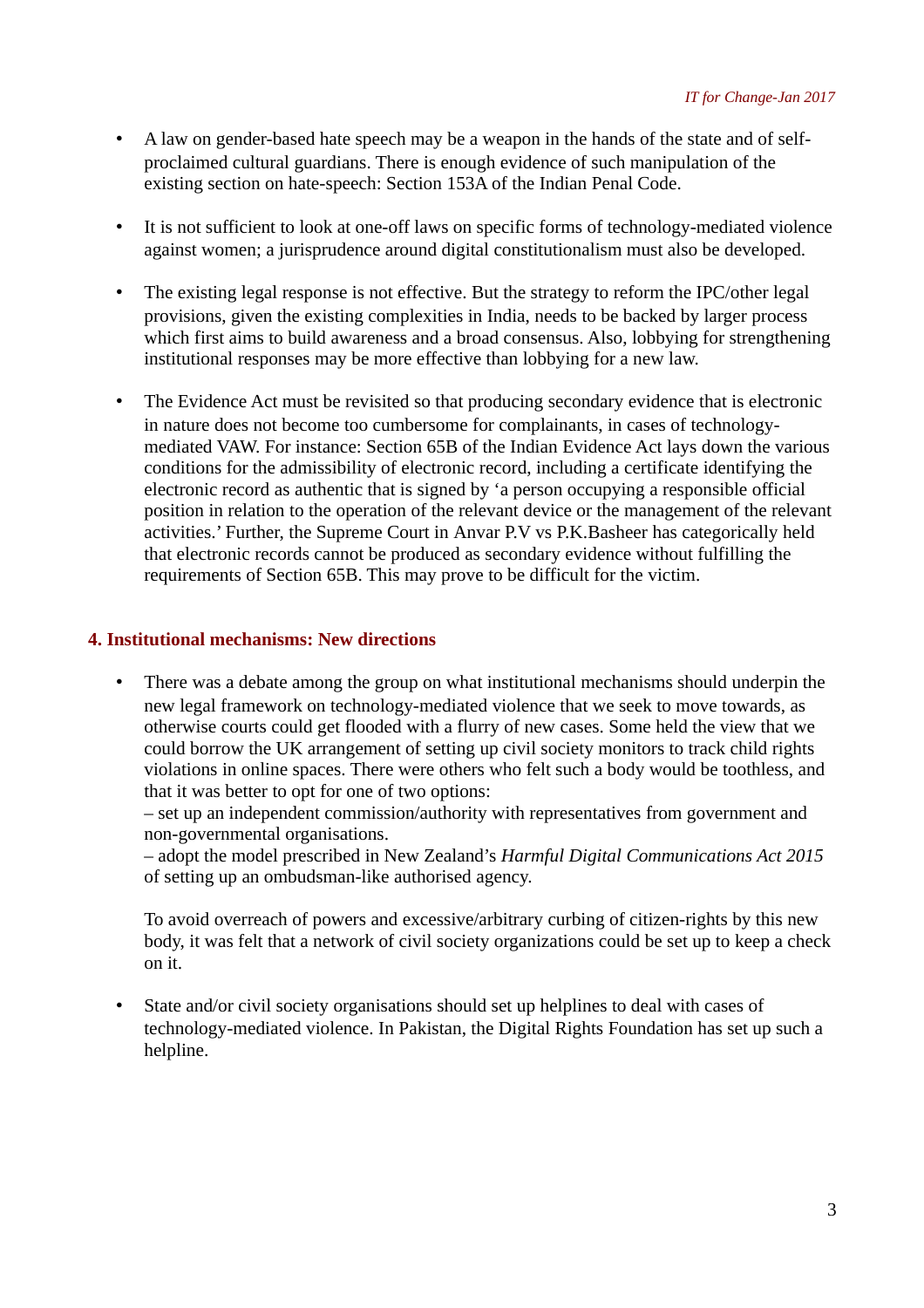- A law on gender-based hate speech may be a weapon in the hands of the state and of self-proclaimed cultural guardians. There is enough evidence of such manipulation of the existing section on hate-speech: Section 153A of the Indian Penal Code.

- It is not sufficient to look at one-off laws on specific forms of technology-mediated violence against women; a jurisprudence around digital constitutionalism must also be developed.

- The existing legal response is not effective. But the strategy to reform the IPC/other legal provisions, given the existing complexities in India, needs to be backed by larger process which first aims to build awareness and a broad consensus. Also, lobbying for strengthening institutional responses may be more effective than lobbying for a new law.

- The Evidence Act must be revisited so that producing secondary evidence that is electronic in nature does not become too cumbersome for complainants, in cases of technology-mediated VAW. For instance: Section 65B of the Indian Evidence Act lays down the various conditions for the admissibility of electronic record, including a certificate identifying the electronic record as authentic that is signed by 'a person occupying a responsible official position in relation to the operation of the relevant device or the management of the relevant activities.' Further, the Supreme Court in Anvar P.V vs P.K.Basheer has categorically held that electronic records cannot be produced as secondary evidence without fulfilling the requirements of Section 65B. This may prove to be difficult for the victim.

## 4. Institutional mechanisms: New directions

- There was a debate among the group on what institutional mechanisms should underpin the new legal framework on technology-mediated violence that we seek to move towards, as otherwise courts could get flooded with a flurry of new cases. Some held the view that we could borrow the UK arrangement of setting up civil society monitors to track child rights violations in online spaces. There were others who felt such a body would be toothless, and that it was better to opt for one of two options:
  – set up an independent commission/authority with representatives from government and non-governmental organisations.
  – adopt the model prescribed in New Zealand's *Harmful Digital Communications Act 2015* of setting up an ombudsman-like authorised agency.

  To avoid overreach of powers and excessive/arbitrary curbing of citizen-rights by this new body, it was felt that a network of civil society organizations could be set up to keep a check on it.

- State and/or civil society organisations should set up helplines to deal with cases of technology-mediated violence. In Pakistan, the Digital Rights Foundation has set up such a helpline.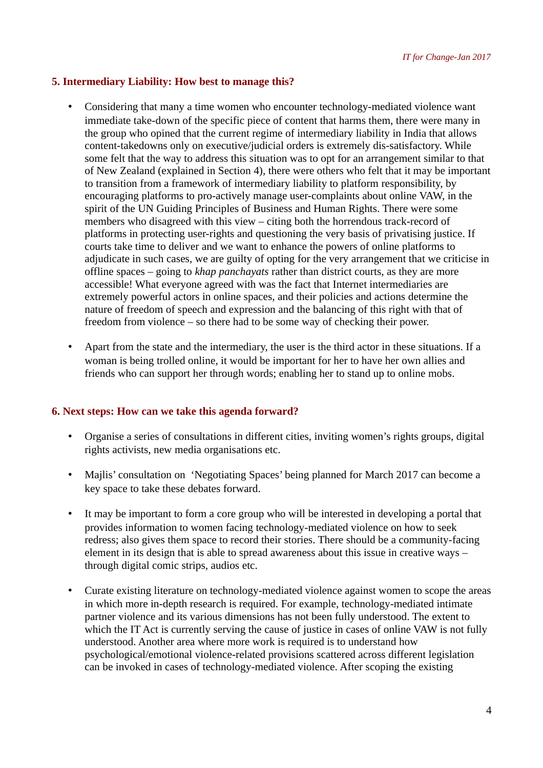## 5. Intermediary Liability: How best to manage this?

- Considering that many a time women who encounter technology-mediated violence want immediate take-down of the specific piece of content that harms them, there were many in the group who opined that the current regime of intermediary liability in India that allows content-takedowns only on executive/judicial orders is extremely dis-satisfactory. While some felt that the way to address this situation was to opt for an arrangement similar to that of New Zealand (explained in Section 4), there were others who felt that it may be important to transition from a framework of intermediary liability to platform responsibility, by encouraging platforms to pro-actively manage user-complaints about online VAW, in the spirit of the UN Guiding Principles of Business and Human Rights. There were some members who disagreed with this view – citing both the horrendous track-record of platforms in protecting user-rights and questioning the very basis of privatising justice. If courts take time to deliver and we want to enhance the powers of online platforms to adjudicate in such cases, we are guilty of opting for the very arrangement that we criticise in offline spaces – going to *khap panchayats* rather than district courts, as they are more accessible! What everyone agreed with was the fact that Internet intermediaries are extremely powerful actors in online spaces, and their policies and actions determine the nature of freedom of speech and expression and the balancing of this right with that of freedom from violence – so there had to be some way of checking their power.

- Apart from the state and the intermediary, the user is the third actor in these situations. If a woman is being trolled online, it would be important for her to have her own allies and friends who can support her through words; enabling her to stand up to online mobs.

## 6. Next steps: How can we take this agenda forward?

- Organise a series of consultations in different cities, inviting women's rights groups, digital rights activists, new media organisations etc.

- Majlis' consultation on 'Negotiating Spaces' being planned for March 2017 can become a key space to take these debates forward.

- It may be important to form a core group who will be interested in developing a portal that provides information to women facing technology-mediated violence on how to seek redress; also gives them space to record their stories. There should be a community-facing element in its design that is able to spread awareness about this issue in creative ways – through digital comic strips, audios etc.

- Curate existing literature on technology-mediated violence against women to scope the areas in which more in-depth research is required. For example, technology-mediated intimate partner violence and its various dimensions has not been fully understood. The extent to which the IT Act is currently serving the cause of justice in cases of online VAW is not fully understood. Another area where more work is required is to understand how psychological/emotional violence-related provisions scattered across different legislation can be invoked in cases of technology-mediated violence. After scoping the existing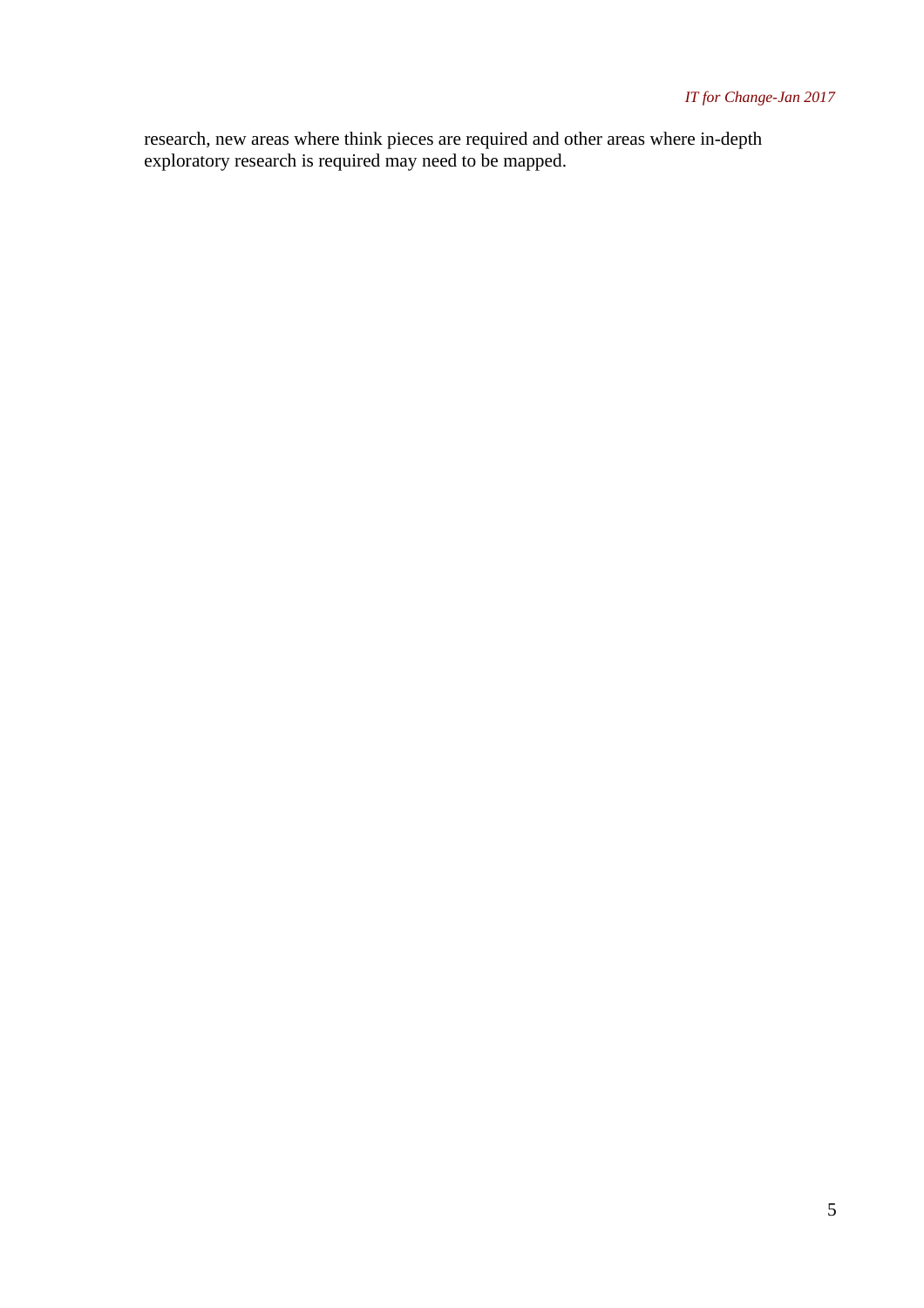research, new areas where think pieces are required and other areas where in-depth exploratory research is required may need to be mapped.